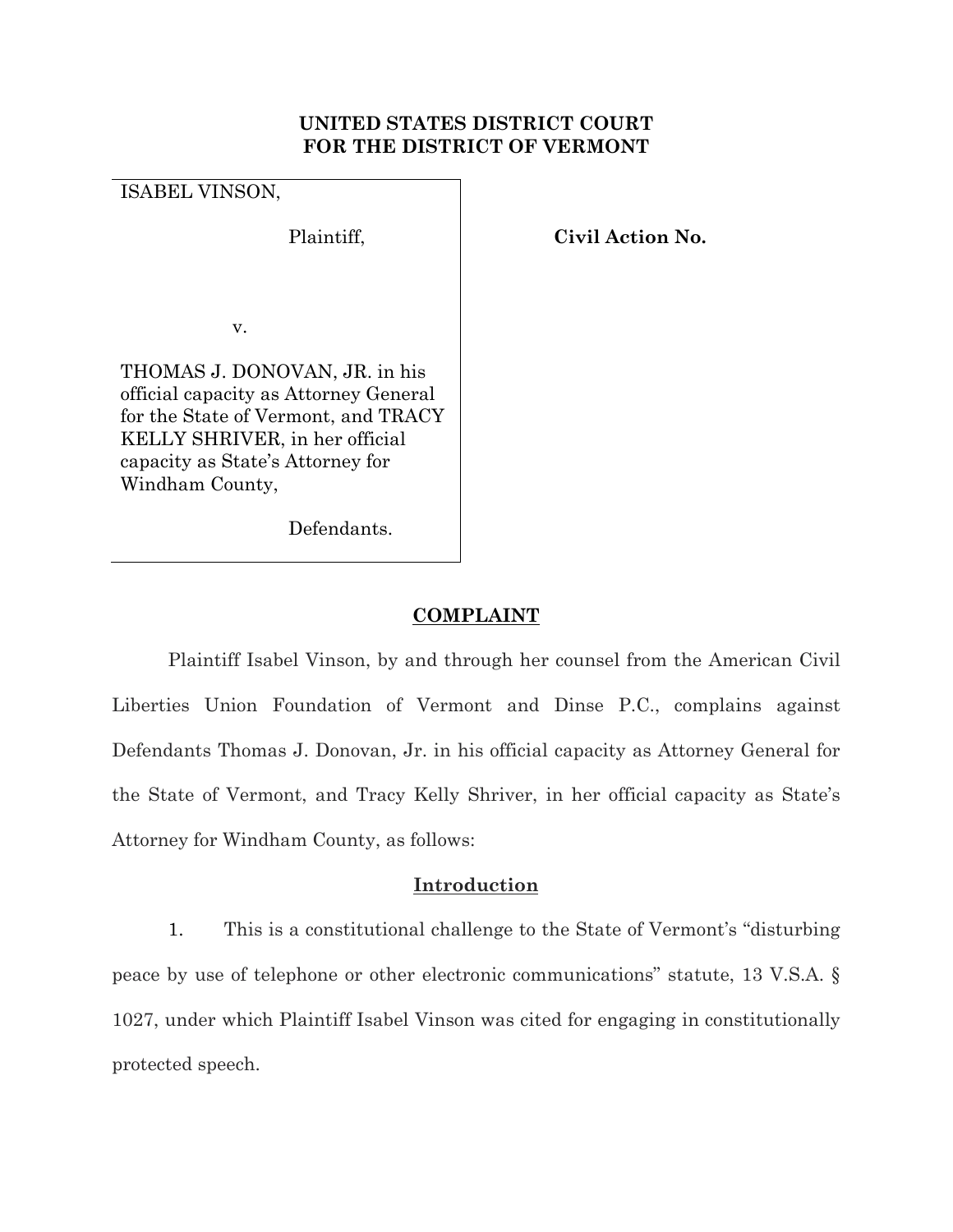**UNITED STATES DISTRICT COURT**
**FOR THE DISTRICT OF VERMONT**

| | |
|---|---|
| ISABEL VINSON,<br><br>Plaintiff,<br><br>v.<br><br>THOMAS J. DONOVAN, JR. in his official capacity as Attorney General for the State of Vermont, and TRACY KELLY SHRIVER, in her official capacity as State's Attorney for Windham County,<br><br>Defendants. | **Civil Action No.** |

## COMPLAINT

Plaintiff Isabel Vinson, by and through her counsel from the American Civil Liberties Union Foundation of Vermont and Dinse P.C., complains against Defendants Thomas J. Donovan, Jr. in his official capacity as Attorney General for the State of Vermont, and Tracy Kelly Shriver, in her official capacity as State's Attorney for Windham County, as follows:

## Introduction

1. This is a constitutional challenge to the State of Vermont's "disturbing peace by use of telephone or other electronic communications" statute, 13 V.S.A. § 1027, under which Plaintiff Isabel Vinson was cited for engaging in constitutionally protected speech.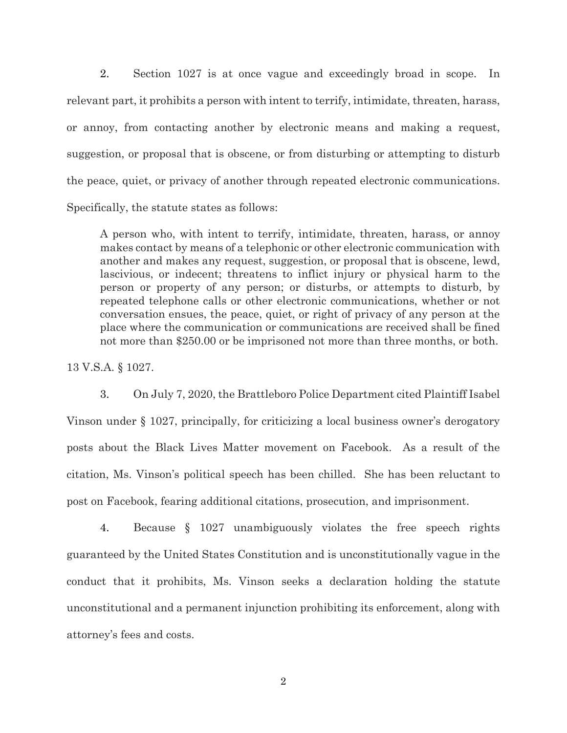2. Section 1027 is at once vague and exceedingly broad in scope. In relevant part, it prohibits a person with intent to terrify, intimidate, threaten, harass, or annoy, from contacting another by electronic means and making a request, suggestion, or proposal that is obscene, or from disturbing or attempting to disturb the peace, quiet, or privacy of another through repeated electronic communications. Specifically, the statute states as follows:

> A person who, with intent to terrify, intimidate, threaten, harass, or annoy makes contact by means of a telephonic or other electronic communication with another and makes any request, suggestion, or proposal that is obscene, lewd, lascivious, or indecent; threatens to inflict injury or physical harm to the person or property of any person; or disturbs, or attempts to disturb, by repeated telephone calls or other electronic communications, whether or not conversation ensues, the peace, quiet, or right of privacy of any person at the place where the communication or communications are received shall be fined not more than $250.00 or be imprisoned not more than three months, or both.

13 V.S.A. § 1027.

3. On July 7, 2020, the Brattleboro Police Department cited Plaintiff Isabel Vinson under § 1027, principally, for criticizing a local business owner's derogatory posts about the Black Lives Matter movement on Facebook. As a result of the citation, Ms. Vinson's political speech has been chilled. She has been reluctant to post on Facebook, fearing additional citations, prosecution, and imprisonment.

4. Because § 1027 unambiguously violates the free speech rights guaranteed by the United States Constitution and is unconstitutionally vague in the conduct that it prohibits, Ms. Vinson seeks a declaration holding the statute unconstitutional and a permanent injunction prohibiting its enforcement, along with attorney's fees and costs.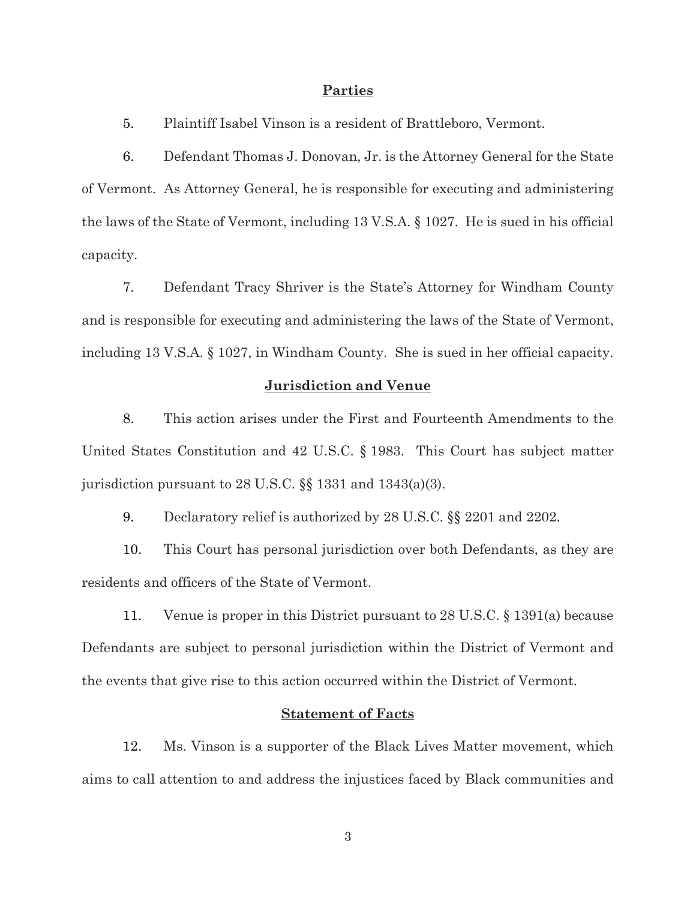## Parties

5. Plaintiff Isabel Vinson is a resident of Brattleboro, Vermont.

6. Defendant Thomas J. Donovan, Jr. is the Attorney General for the State of Vermont. As Attorney General, he is responsible for executing and administering the laws of the State of Vermont, including 13 V.S.A. § 1027. He is sued in his official capacity.

7. Defendant Tracy Shriver is the State's Attorney for Windham County and is responsible for executing and administering the laws of the State of Vermont, including 13 V.S.A. § 1027, in Windham County. She is sued in her official capacity.

## Jurisdiction and Venue

8. This action arises under the First and Fourteenth Amendments to the United States Constitution and 42 U.S.C. § 1983. This Court has subject matter jurisdiction pursuant to 28 U.S.C. §§ 1331 and 1343(a)(3).

9. Declaratory relief is authorized by 28 U.S.C. §§ 2201 and 2202.

10. This Court has personal jurisdiction over both Defendants, as they are residents and officers of the State of Vermont.

11. Venue is proper in this District pursuant to 28 U.S.C. § 1391(a) because Defendants are subject to personal jurisdiction within the District of Vermont and the events that give rise to this action occurred within the District of Vermont.

## Statement of Facts

12. Ms. Vinson is a supporter of the Black Lives Matter movement, which aims to call attention to and address the injustices faced by Black communities and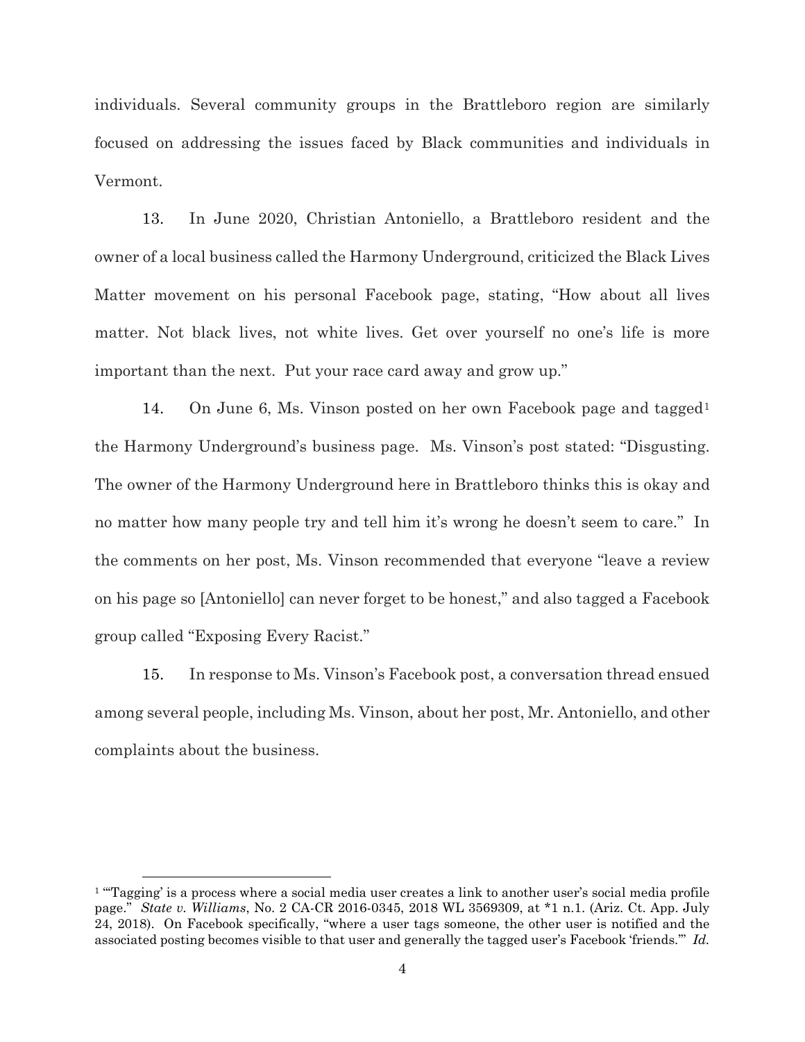individuals. Several community groups in the Brattleboro region are similarly focused on addressing the issues faced by Black communities and individuals in Vermont.

13. In June 2020, Christian Antoniello, a Brattleboro resident and the owner of a local business called the Harmony Underground, criticized the Black Lives Matter movement on his personal Facebook page, stating, "How about all lives matter. Not black lives, not white lives. Get over yourself no one's life is more important than the next. Put your race card away and grow up."

14. On June 6, Ms. Vinson posted on her own Facebook page and tagged[1] the Harmony Underground's business page. Ms. Vinson's post stated: "Disgusting. The owner of the Harmony Underground here in Brattleboro thinks this is okay and no matter how many people try and tell him it's wrong he doesn't seem to care." In the comments on her post, Ms. Vinson recommended that everyone "leave a review on his page so [Antoniello] can never forget to be honest," and also tagged a Facebook group called "Exposing Every Racist."

15. In response to Ms. Vinson's Facebook post, a conversation thread ensued among several people, including Ms. Vinson, about her post, Mr. Antoniello, and other complaints about the business.

---

[1] "'Tagging' is a process where a social media user creates a link to another user's social media profile page." *State v. Williams*, No. 2 CA-CR 2016-0345, 2018 WL 3569309, at *1 n.1. (Ariz. Ct. App. July 24, 2018). On Facebook specifically, "where a user tags someone, the other user is notified and the associated posting becomes visible to that user and generally the tagged user's Facebook 'friends.'" *Id.*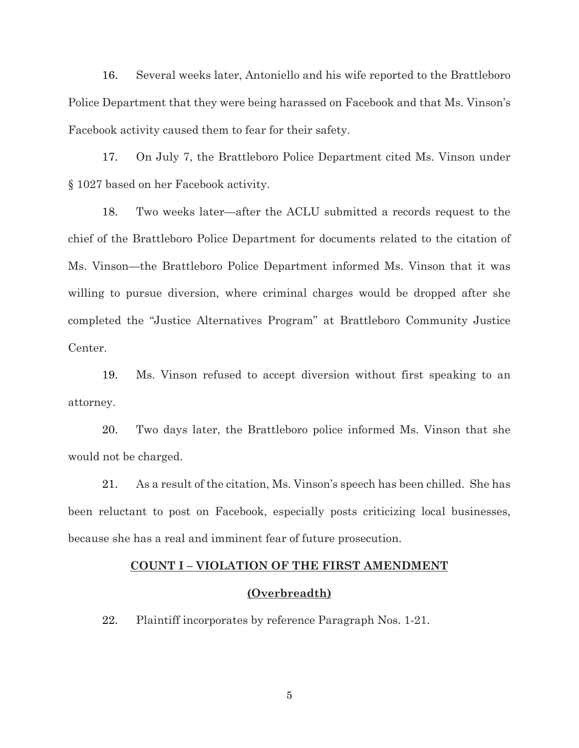16. Several weeks later, Antoniello and his wife reported to the Brattleboro Police Department that they were being harassed on Facebook and that Ms. Vinson's Facebook activity caused them to fear for their safety.

17. On July 7, the Brattleboro Police Department cited Ms. Vinson under § 1027 based on her Facebook activity.

18. Two weeks later—after the ACLU submitted a records request to the chief of the Brattleboro Police Department for documents related to the citation of Ms. Vinson—the Brattleboro Police Department informed Ms. Vinson that it was willing to pursue diversion, where criminal charges would be dropped after she completed the "Justice Alternatives Program" at Brattleboro Community Justice Center.

19. Ms. Vinson refused to accept diversion without first speaking to an attorney.

20. Two days later, the Brattleboro police informed Ms. Vinson that she would not be charged.

21. As a result of the citation, Ms. Vinson's speech has been chilled. She has been reluctant to post on Facebook, especially posts criticizing local businesses, because she has a real and imminent fear of future prosecution.

## **COUNT I – VIOLATION OF THE FIRST AMENDMENT**

## **(Overbreadth)**

22. Plaintiff incorporates by reference Paragraph Nos. 1-21.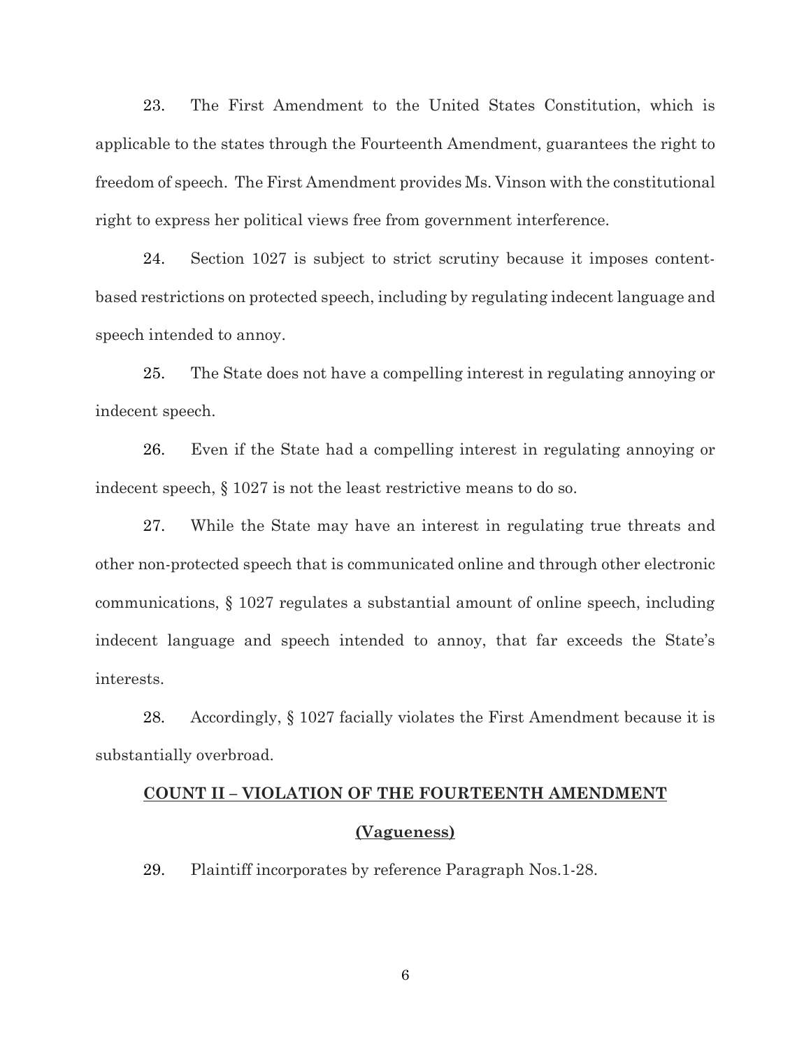23. The First Amendment to the United States Constitution, which is applicable to the states through the Fourteenth Amendment, guarantees the right to freedom of speech. The First Amendment provides Ms. Vinson with the constitutional right to express her political views free from government interference.

24. Section 1027 is subject to strict scrutiny because it imposes content-based restrictions on protected speech, including by regulating indecent language and speech intended to annoy.

25. The State does not have a compelling interest in regulating annoying or indecent speech.

26. Even if the State had a compelling interest in regulating annoying or indecent speech, § 1027 is not the least restrictive means to do so.

27. While the State may have an interest in regulating true threats and other non-protected speech that is communicated online and through other electronic communications, § 1027 regulates a substantial amount of online speech, including indecent language and speech intended to annoy, that far exceeds the State's interests.

28. Accordingly, § 1027 facially violates the First Amendment because it is substantially overbroad.

## **COUNT II – VIOLATION OF THE FOURTEENTH AMENDMENT**

## **(Vagueness)**

29. Plaintiff incorporates by reference Paragraph Nos.1-28.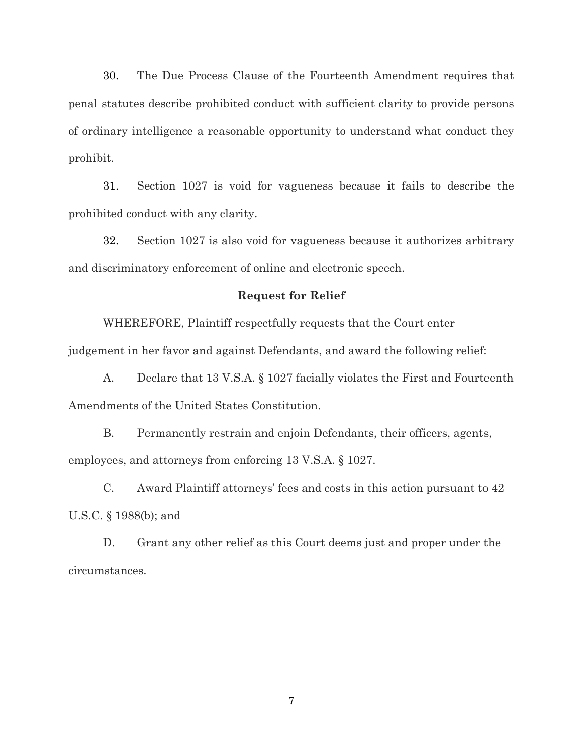30. The Due Process Clause of the Fourteenth Amendment requires that penal statutes describe prohibited conduct with sufficient clarity to provide persons of ordinary intelligence a reasonable opportunity to understand what conduct they prohibit.

31. Section 1027 is void for vagueness because it fails to describe the prohibited conduct with any clarity.

32. Section 1027 is also void for vagueness because it authorizes arbitrary and discriminatory enforcement of online and electronic speech.

## Request for Relief

WHEREFORE, Plaintiff respectfully requests that the Court enter judgement in her favor and against Defendants, and award the following relief:

A. Declare that 13 V.S.A. § 1027 facially violates the First and Fourteenth Amendments of the United States Constitution.

B. Permanently restrain and enjoin Defendants, their officers, agents, employees, and attorneys from enforcing 13 V.S.A. § 1027.

C. Award Plaintiff attorneys' fees and costs in this action pursuant to 42 U.S.C. § 1988(b); and

D. Grant any other relief as this Court deems just and proper under the circumstances.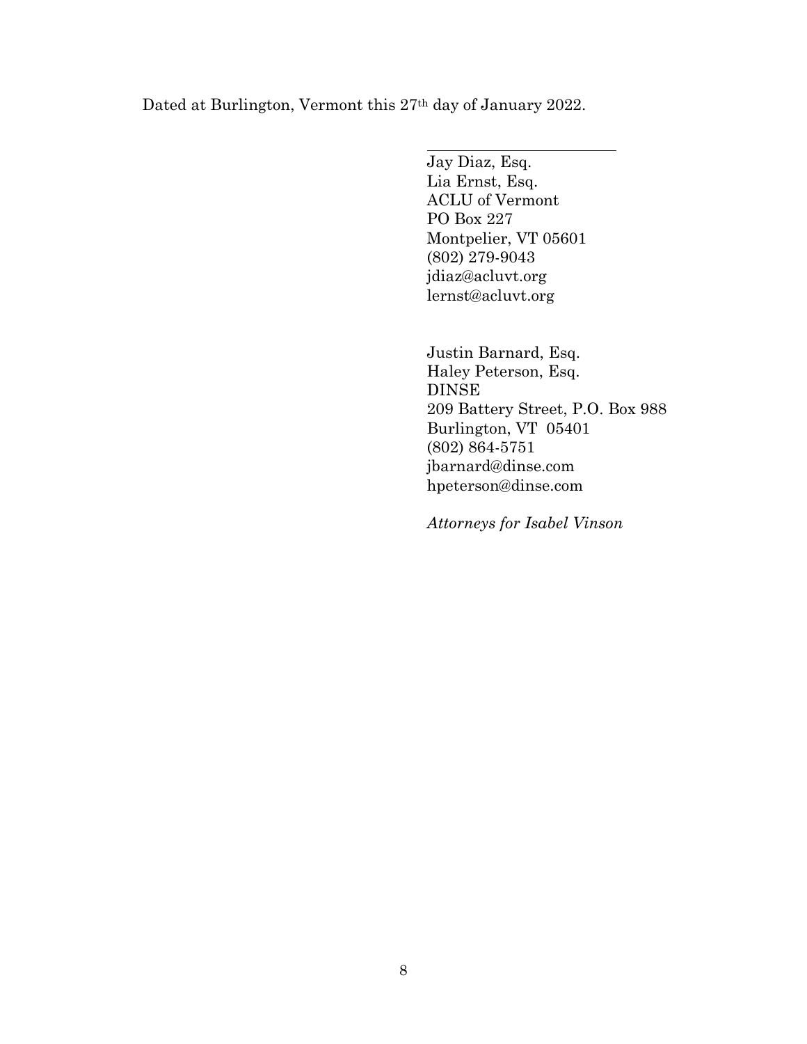Dated at Burlington, Vermont this 27th day of January 2022.

\_\_\_\_\_\_\_\_\_\_\_\_\_\_\_\_\_\_\_\_\_\_\_\_\_

Jay Diaz, Esq.
Lia Ernst, Esq.
ACLU of Vermont
PO Box 227
Montpelier, VT 05601
(802) 279-9043
jdiaz@acluvt.org
lernst@acluvt.org

Justin Barnard, Esq.
Haley Peterson, Esq.
DINSE
209 Battery Street, P.O. Box 988
Burlington, VT 05401
(802) 864-5751
jbarnard@dinse.com
hpeterson@dinse.com

*Attorneys for Isabel Vinson*